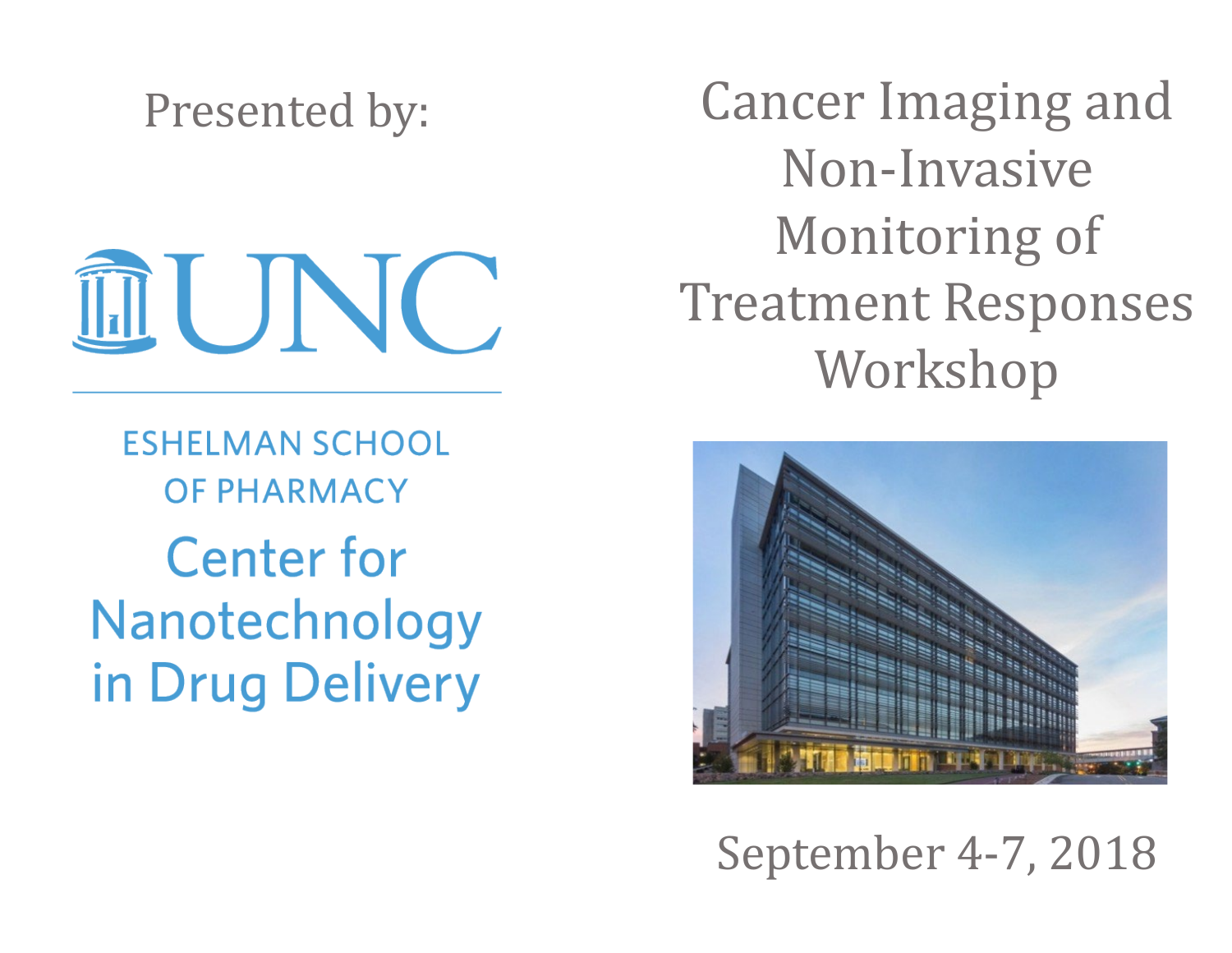Presented by:

UNC

ESHELMAN SCHOOL OF PHARMACY

Center for Nanotechnology in Drug Delivery

# Cancer Imaging and Non-Invasive Monitoring of Treatment Responses Workshop

September 4-7, 2018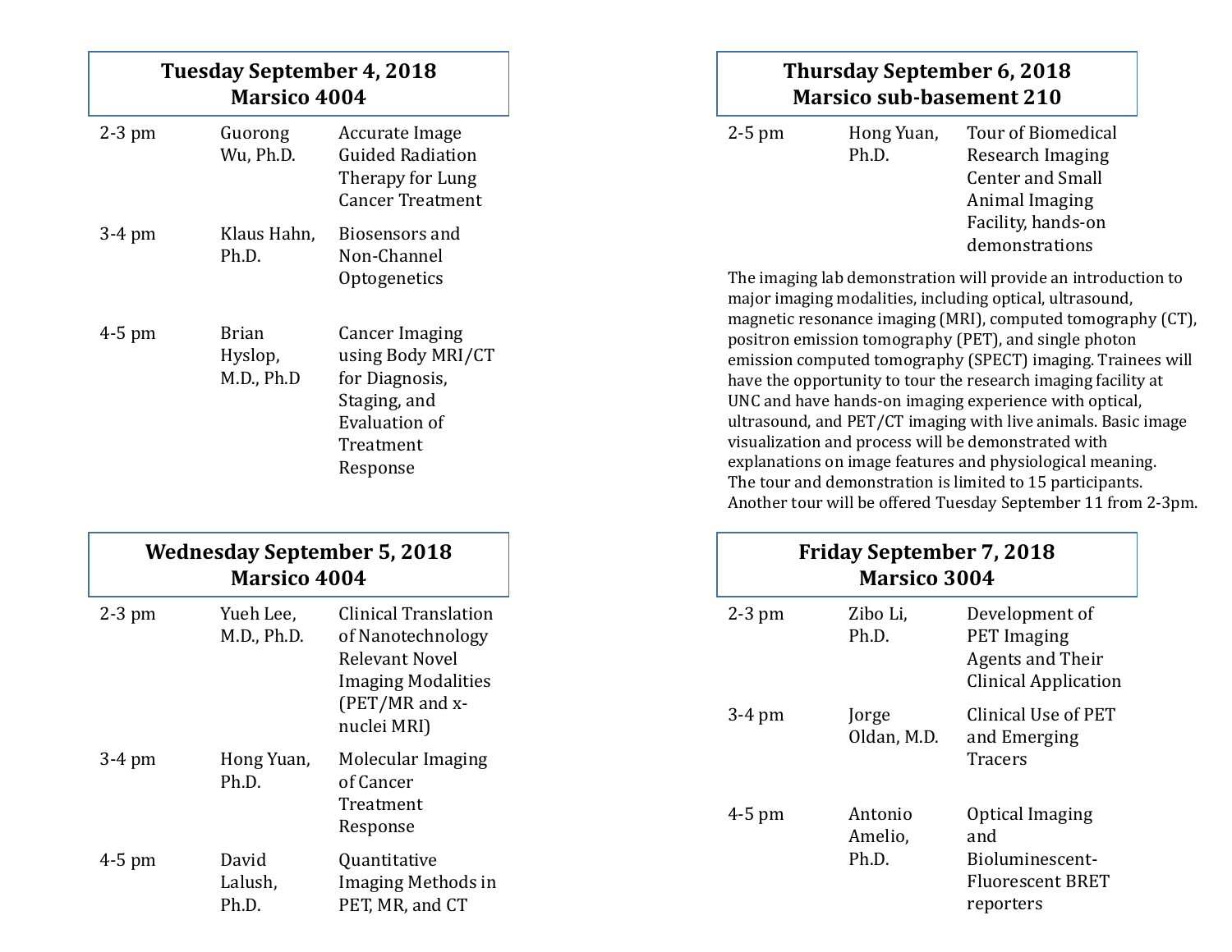## Tuesday September 4, 2018
## Marsico 4004

| | | |
|---|---|---|
| 2-3 pm | Guorong Wu, Ph.D. | Accurate Image Guided Radiation Therapy for Lung Cancer Treatment |
| 3-4 pm | Klaus Hahn, Ph.D. | Biosensors and Non-Channel Optogenetics |
| 4-5 pm | Brian Hyslop, M.D., Ph.D | Cancer Imaging using Body MRI/CT for Diagnosis, Staging, and Evaluation of Treatment Response |

## Wednesday September 5, 2018
## Marsico 4004

| | | |
|---|---|---|
| 2-3 pm | Yueh Lee, M.D., Ph.D. | Clinical Translation of Nanotechnology Relevant Novel Imaging Modalities (PET/MR and x-nuclei MRI) |
| 3-4 pm | Hong Yuan, Ph.D. | Molecular Imaging of Cancer Treatment Response |
| 4-5 pm | David Lalush, Ph.D. | Quantitative Imaging Methods in PET, MR, and CT |

## Thursday September 6, 2018
## Marsico sub-basement 210

| | | |
|---|---|---|
| 2-5 pm | Hong Yuan, Ph.D. | Tour of Biomedical Research Imaging Center and Small Animal Imaging Facility, hands-on demonstrations |

The imaging lab demonstration will provide an introduction to major imaging modalities, including optical, ultrasound, magnetic resonance imaging (MRI), computed tomography (CT), positron emission tomography (PET), and single photon emission computed tomography (SPECT) imaging. Trainees will have the opportunity to tour the research imaging facility at UNC and have hands-on imaging experience with optical, ultrasound, and PET/CT imaging with live animals. Basic image visualization and process will be demonstrated with explanations on image features and physiological meaning. The tour and demonstration is limited to 15 participants. Another tour will be offered Tuesday September 11 from 2-3pm.

## Friday September 7, 2018
## Marsico 3004

| | | |
|---|---|---|
| 2-3 pm | Zibo Li, Ph.D. | Development of PET Imaging Agents and Their Clinical Application |
| 3-4 pm | Jorge Oldan, M.D. | Clinical Use of PET and Emerging Tracers |
| 4-5 pm | Antonio Amelio, Ph.D. | Optical Imaging and Bioluminescent-Fluorescent BRET reporters |